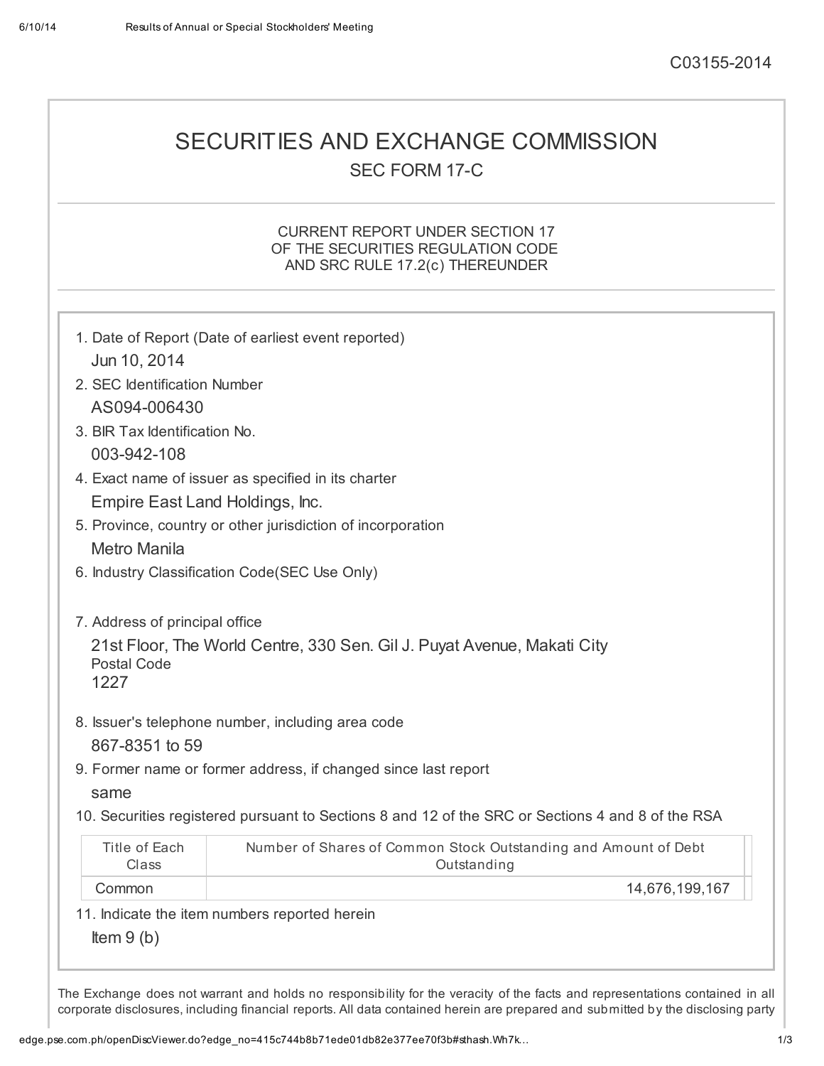C03155-2014

# SECURITIES AND EXCHANGE COMMISSION

## SEC FORM 17-C

CURRENT REPORT UNDER SECTION 17
OF THE SECURITIES REGULATION CODE
AND SRC RULE 17.2(c) THEREUNDER

1. Date of Report (Date of earliest event reported)
   Jun 10, 2014
2. SEC Identification Number
   AS094-006430
3. BIR Tax Identification No.
   003-942-108
4. Exact name of issuer as specified in its charter
   Empire East Land Holdings, Inc.
5. Province, country or other jurisdiction of incorporation
   Metro Manila
6. Industry Classification Code(SEC Use Only)

7. Address of principal office
   21st Floor, The World Centre, 330 Sen. Gil J. Puyat Avenue, Makati City
   Postal Code
   1227
8. Issuer's telephone number, including area code
   867-8351 to 59
9. Former name or former address, if changed since last report
   same
10. Securities registered pursuant to Sections 8 and 12 of the SRC or Sections 4 and 8 of the RSA

| Title of Each Class | Number of Shares of Common Stock Outstanding and Amount of Debt Outstanding |
|---|---|
| Common | 14,676,199,167 |

11. Indicate the item numbers reported herein
    Item 9 (b)

The Exchange does not warrant and holds no responsibility for the veracity of the facts and representations contained in all corporate disclosures, including financial reports. All data contained herein are prepared and submitted by the disclosing party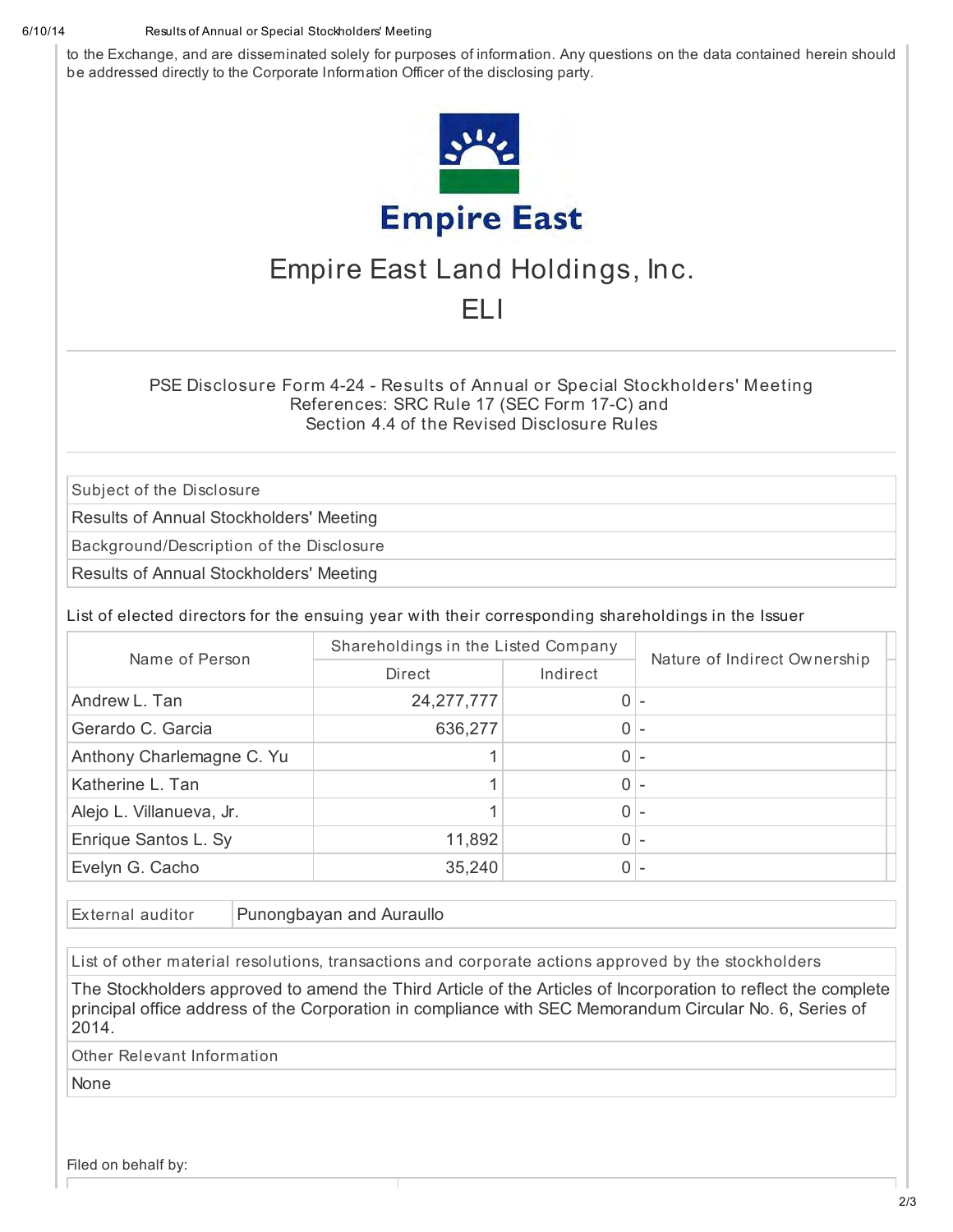to the Exchange, and are disseminated solely for purposes of information. Any questions on the data contained herein should be addressed directly to the Corporate Information Officer of the disclosing party.

# Empire East Land Holdings, Inc.

# ELI

PSE Disclosure Form 4-24 - Results of Annual or Special Stockholders' Meeting
References: SRC Rule 17 (SEC Form 17-C) and
Section 4.4 of the Revised Disclosure Rules

| Subject of the Disclosure |
|---|
| Results of Annual Stockholders' Meeting |
| Background/Description of the Disclosure |
| Results of Annual Stockholders' Meeting |

List of elected directors for the ensuing year with their corresponding shareholdings in the Issuer

| Name of Person | Shareholdings in the Listed Company | | Nature of Indirect Ownership |
|---|---|---|---|
| | Direct | Indirect | |
| Andrew L. Tan | 24,277,777 | 0 | - |
| Gerardo C. Garcia | 636,277 | 0 | - |
| Anthony Charlemagne C. Yu | 1 | 0 | - |
| Katherine L. Tan | 1 | 0 | - |
| Alejo L. Villanueva, Jr. | 1 | 0 | - |
| Enrique Santos L. Sy | 11,892 | 0 | - |
| Evelyn G. Cacho | 35,240 | 0 | - |

| External auditor | Punongbayan and Auraullo |
|---|---|

| List of other material resolutions, transactions and corporate actions approved by the stockholders |
|---|
| The Stockholders approved to amend the Third Article of the Articles of Incorporation to reflect the complete principal office address of the Corporation in compliance with SEC Memorandum Circular No. 6, Series of 2014. |
| Other Relevant Information |
| None |

Filed on behalf by: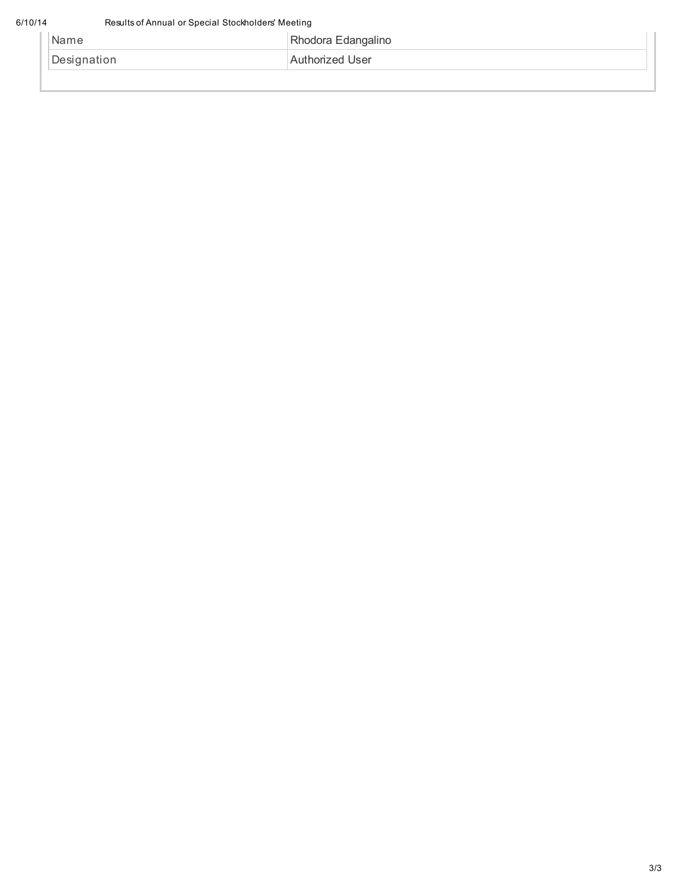| Name | Rhodora Edangalino |
| --- | --- |
| Designation | Authorized User |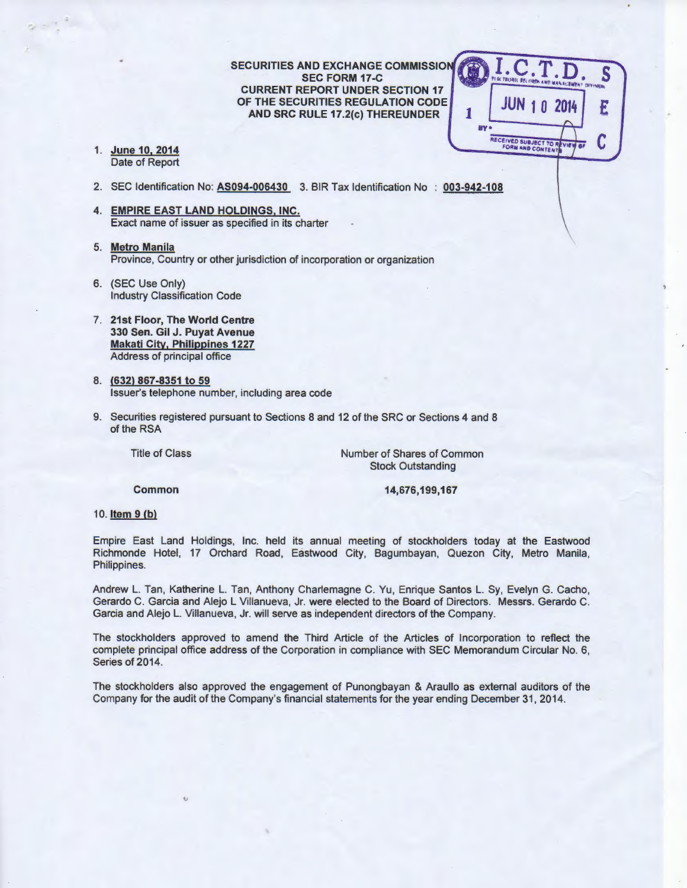**SECURITIES AND EXCHANGE COMMISSION**
**SEC FORM 17-C**
**CURRENT REPORT UNDER SECTION 17**
**OF THE SECURITIES REGULATION CODE**
**AND SRC RULE 17.2(c) THEREUNDER**

1. **June 10, 2014**
   Date of Report

2. SEC Identification No: **AS094-006430** 3. BIR Tax Identification No : **003-942-108**

4. **EMPIRE EAST LAND HOLDINGS, INC.**
   Exact name of issuer as specified in its charter

5. **Metro Manila**
   Province, Country or other jurisdiction of incorporation or organization

6. (SEC Use Only)
   Industry Classification Code

7. **21st Floor, The World Centre**
   **330 Sen. Gil J. Puyat Avenue**
   **Makati City, Philippines 1227**
   Address of principal office

8. **(632) 867-8351 to 59**
   Issuer's telephone number, including area code

9. Securities registered pursuant to Sections 8 and 12 of the SRC or Sections 4 and 8 of the RSA

| Title of Class | Number of Shares of Common Stock Outstanding |
|---|---|
| **Common** | **14,676,199,167** |

10. **Item 9 (b)**

Empire East Land Holdings, Inc. held its annual meeting of stockholders today at the Eastwood Richmonde Hotel, 17 Orchard Road, Eastwood City, Bagumbayan, Quezon City, Metro Manila, Philippines.

Andrew L. Tan, Katherine L. Tan, Anthony Charlemagne C. Yu, Enrique Santos L. Sy, Evelyn G. Cacho, Gerardo C. Garcia and Alejo L Villanueva, Jr. were elected to the Board of Directors. Messrs. Gerardo C. Garcia and Alejo L. Villanueva, Jr. will serve as independent directors of the Company.

The stockholders approved to amend the Third Article of the Articles of Incorporation to reflect the complete principal office address of the Corporation in compliance with SEC Memorandum Circular No. 6, Series of 2014.

The stockholders also approved the engagement of Punongbayan & Araullo as external auditors of the Company for the audit of the Company's financial statements for the year ending December 31, 2014.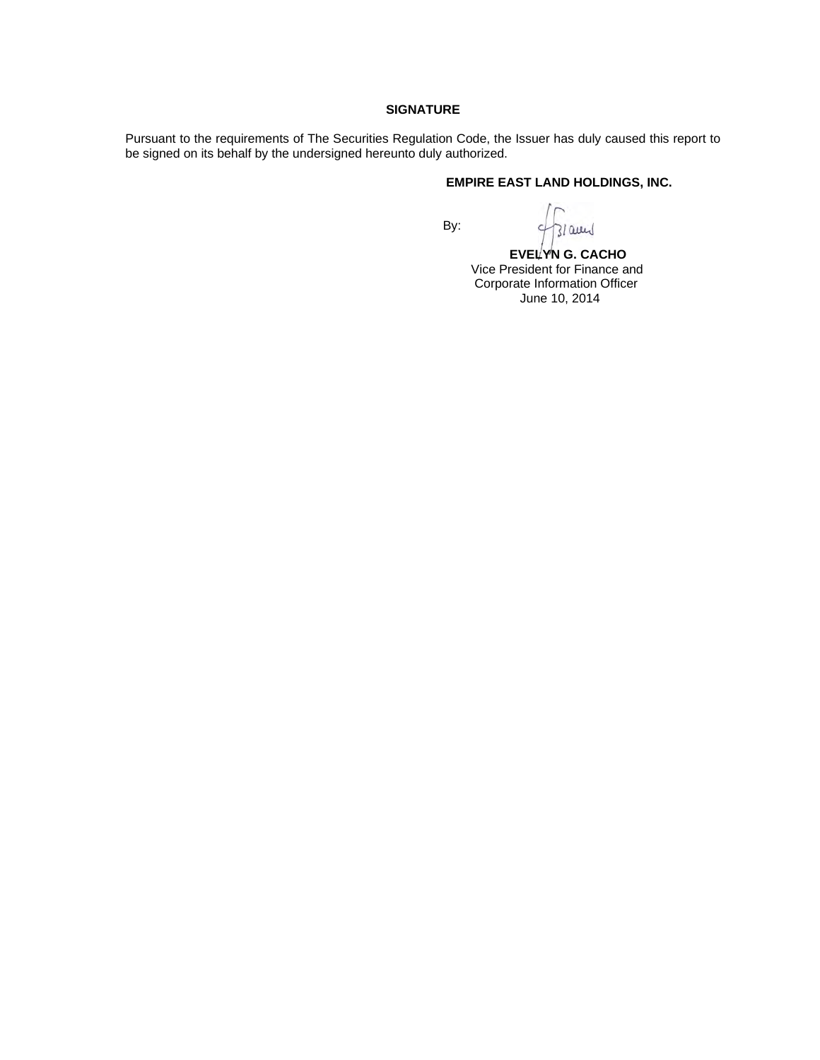**SIGNATURE**

Pursuant to the requirements of The Securities Regulation Code, the Issuer has duly caused this report to be signed on its behalf by the undersigned hereunto duly authorized.

**EMPIRE EAST LAND HOLDINGS, INC.**

By:

**EVELYN G. CACHO**
Vice President for Finance and
Corporate Information Officer
June 10, 2014